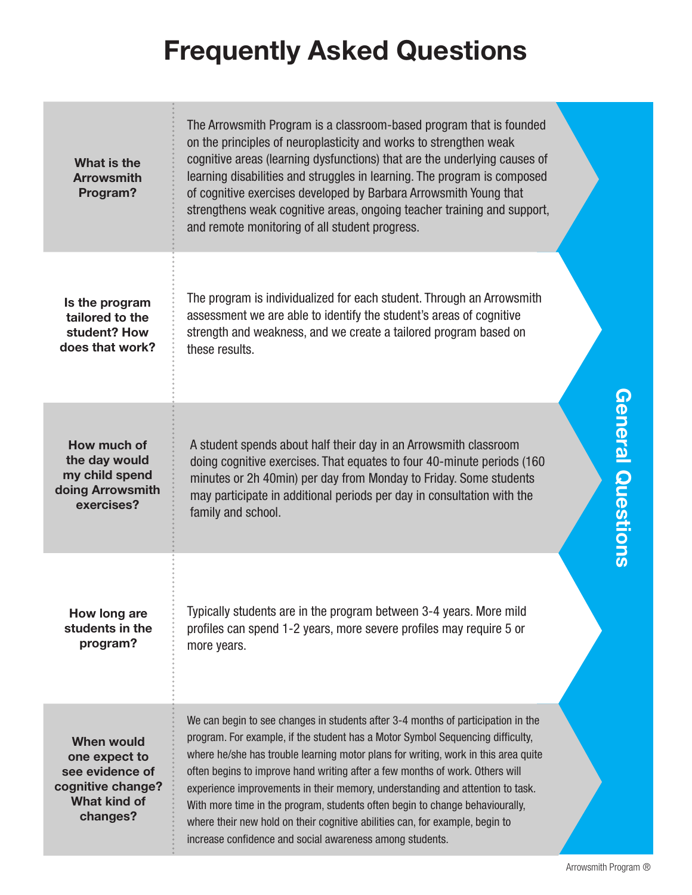# Frequently Asked Questions

## General Questions

**What is the Arrowsmith Program?**

The Arrowsmith Program is a classroom-based program that is founded on the principles of neuroplasticity and works to strengthen weak cognitive areas (learning dysfunctions) that are the underlying causes of learning disabilities and struggles in learning. The program is composed of cognitive exercises developed by Barbara Arrowsmith Young that strengthens weak cognitive areas, ongoing teacher training and support, and remote monitoring of all student progress.

**Is the program tailored to the student? How does that work?**

The program is individualized for each student. Through an Arrowsmith assessment we are able to identify the student's areas of cognitive strength and weakness, and we create a tailored program based on these results.

**How much of the day would my child spend doing Arrowsmith exercises?**

A student spends about half their day in an Arrowsmith classroom doing cognitive exercises. That equates to four 40-minute periods (160 minutes or 2h 40min) per day from Monday to Friday. Some students may participate in additional periods per day in consultation with the family and school.

**How long are students in the program?**

Typically students are in the program between 3-4 years. More mild profiles can spend 1-2 years, more severe profiles may require 5 or more years.

**When would one expect to see evidence of cognitive change? What kind of changes?**

We can begin to see changes in students after 3-4 months of participation in the program. For example, if the student has a Motor Symbol Sequencing difficulty, where he/she has trouble learning motor plans for writing, work in this area quite often begins to improve hand writing after a few months of work. Others will experience improvements in their memory, understanding and attention to task. With more time in the program, students often begin to change behaviourally, where their new hold on their cognitive abilities can, for example, begin to increase confidence and social awareness among students.

Arrowsmith Program ®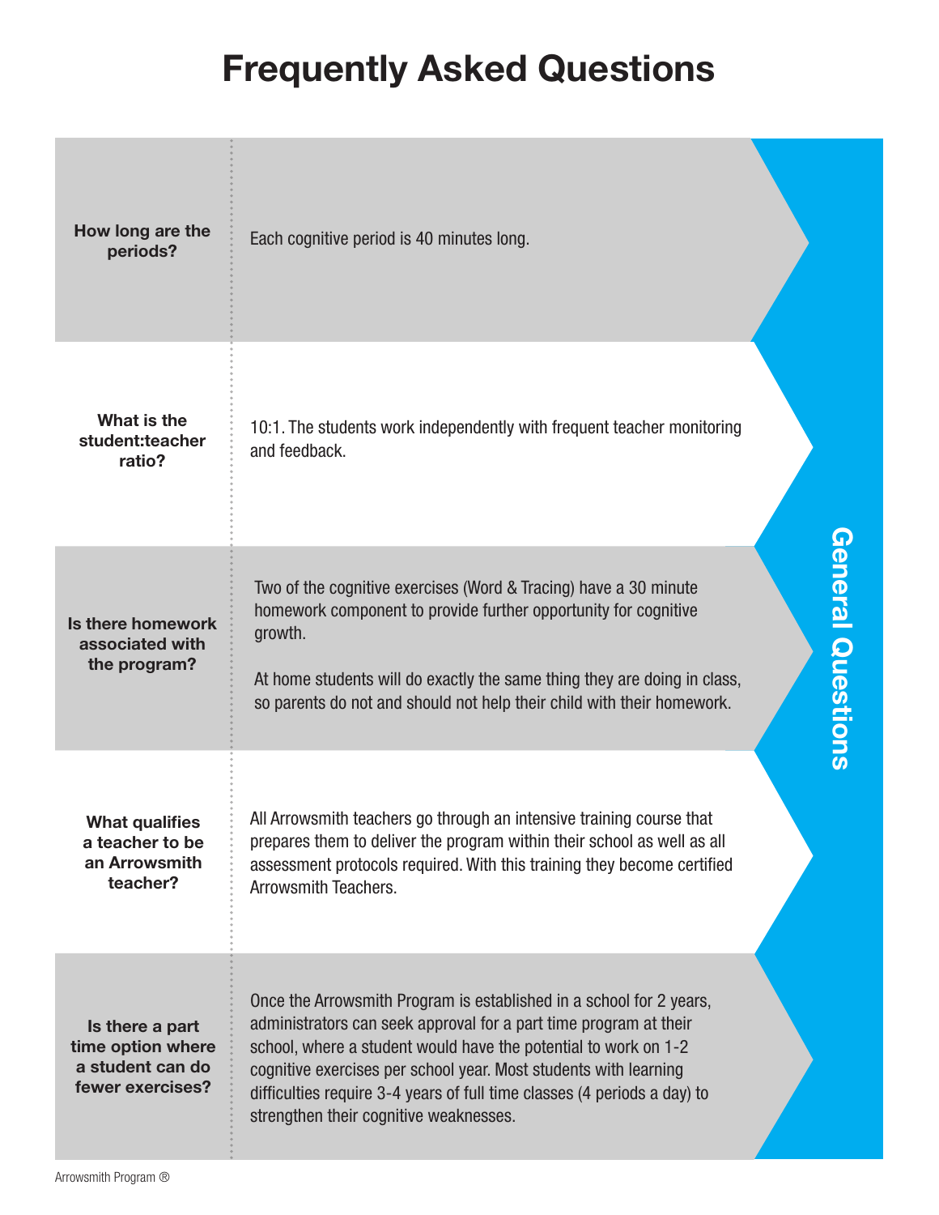# Frequently Asked Questions

## General Questions

| Question | Answer |
|---|---|
| **How long are the periods?** | Each cognitive period is 40 minutes long. |
| **What is the student:teacher ratio?** | 10:1. The students work independently with frequent teacher monitoring and feedback. |
| **Is there homework associated with the program?** | Two of the cognitive exercises (Word & Tracing) have a 30 minute homework component to provide further opportunity for cognitive growth.<br><br>At home students will do exactly the same thing they are doing in class, so parents do not and should not help their child with their homework. |
| **What qualifies a teacher to be an Arrowsmith teacher?** | All Arrowsmith teachers go through an intensive training course that prepares them to deliver the program within their school as well as all assessment protocols required. With this training they become certified Arrowsmith Teachers. |
| **Is there a part time option where a student can do fewer exercises?** | Once the Arrowsmith Program is established in a school for 2 years, administrators can seek approval for a part time program at their school, where a student would have the potential to work on 1-2 cognitive exercises per school year. Most students with learning difficulties require 3-4 years of full time classes (4 periods a day) to strengthen their cognitive weaknesses. |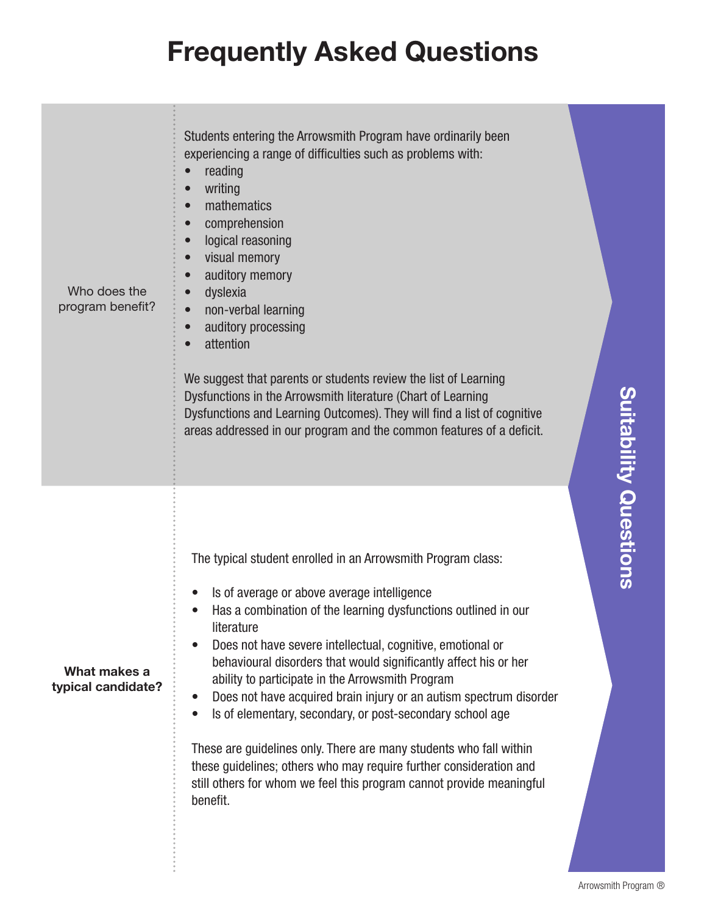# Frequently Asked Questions

## Suitability Questions

### Who does the program benefit?

Students entering the Arrowsmith Program have ordinarily been experiencing a range of difficulties such as problems with:

- reading
- writing
- mathematics
- comprehension
- logical reasoning
- visual memory
- auditory memory
- dyslexia
- non-verbal learning
- auditory processing
- attention

We suggest that parents or students review the list of Learning Dysfunctions in the Arrowsmith literature (Chart of Learning Dysfunctions and Learning Outcomes). They will find a list of cognitive areas addressed in our program and the common features of a deficit.

### What makes a typical candidate?

The typical student enrolled in an Arrowsmith Program class:

- Is of average or above average intelligence
- Has a combination of the learning dysfunctions outlined in our literature
- Does not have severe intellectual, cognitive, emotional or behavioural disorders that would significantly affect his or her ability to participate in the Arrowsmith Program
- Does not have acquired brain injury or an autism spectrum disorder
- Is of elementary, secondary, or post-secondary school age

These are guidelines only. There are many students who fall within these guidelines; others who may require further consideration and still others for whom we feel this program cannot provide meaningful benefit.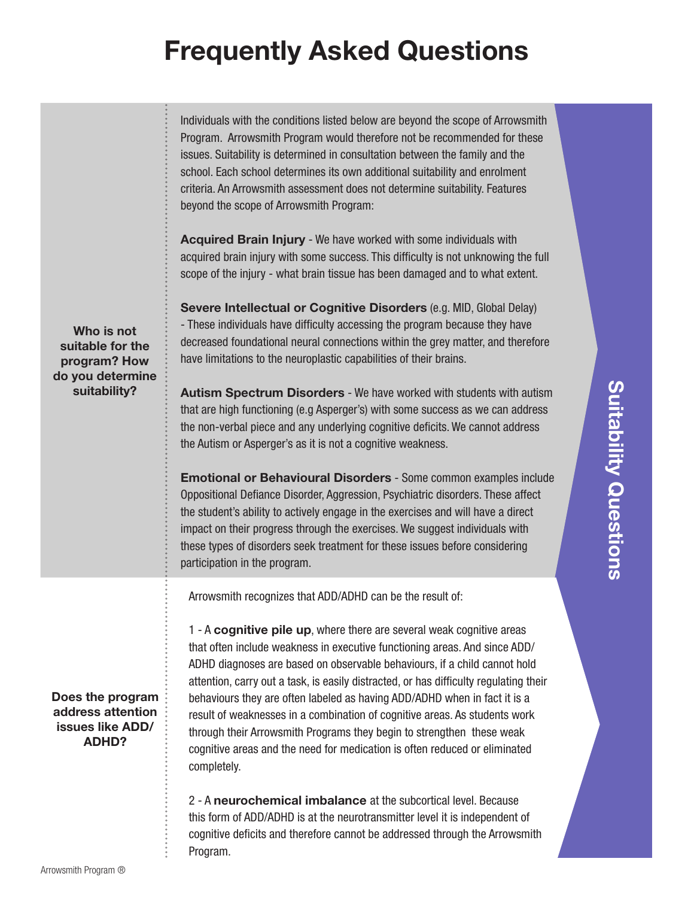# Frequently Asked Questions

## Suitability Questions

### Who is not suitable for the program? How do you determine suitability?

Individuals with the conditions listed below are beyond the scope of Arrowsmith Program. Arrowsmith Program would therefore not be recommended for these issues. Suitability is determined in consultation between the family and the school. Each school determines its own additional suitability and enrolment criteria. An Arrowsmith assessment does not determine suitability. Features beyond the scope of Arrowsmith Program:

**Acquired Brain Injury** - We have worked with some individuals with acquired brain injury with some success. This difficulty is not unknowing the full scope of the injury - what brain tissue has been damaged and to what extent.

**Severe Intellectual or Cognitive Disorders** (e.g. MID, Global Delay) - These individuals have difficulty accessing the program because they have decreased foundational neural connections within the grey matter, and therefore have limitations to the neuroplastic capabilities of their brains.

**Autism Spectrum Disorders** - We have worked with students with autism that are high functioning (e.g Asperger's) with some success as we can address the non-verbal piece and any underlying cognitive deficits. We cannot address the Autism or Asperger's as it is not a cognitive weakness.

**Emotional or Behavioural Disorders** - Some common examples include Oppositional Defiance Disorder, Aggression, Psychiatric disorders. These affect the student's ability to actively engage in the exercises and will have a direct impact on their progress through the exercises. We suggest individuals with these types of disorders seek treatment for these issues before considering participation in the program.

### Does the program address attention issues like ADD/ADHD?

Arrowsmith recognizes that ADD/ADHD can be the result of:

1 - A **cognitive pile up**, where there are several weak cognitive areas that often include weakness in executive functioning areas. And since ADD/ADHD diagnoses are based on observable behaviours, if a child cannot hold attention, carry out a task, is easily distracted, or has difficulty regulating their behaviours they are often labeled as having ADD/ADHD when in fact it is a result of weaknesses in a combination of cognitive areas. As students work through their Arrowsmith Programs they begin to strengthen these weak cognitive areas and the need for medication is often reduced or eliminated completely.

2 - A **neurochemical imbalance** at the subcortical level. Because this form of ADD/ADHD is at the neurotransmitter level it is independent of cognitive deficits and therefore cannot be addressed through the Arrowsmith Program.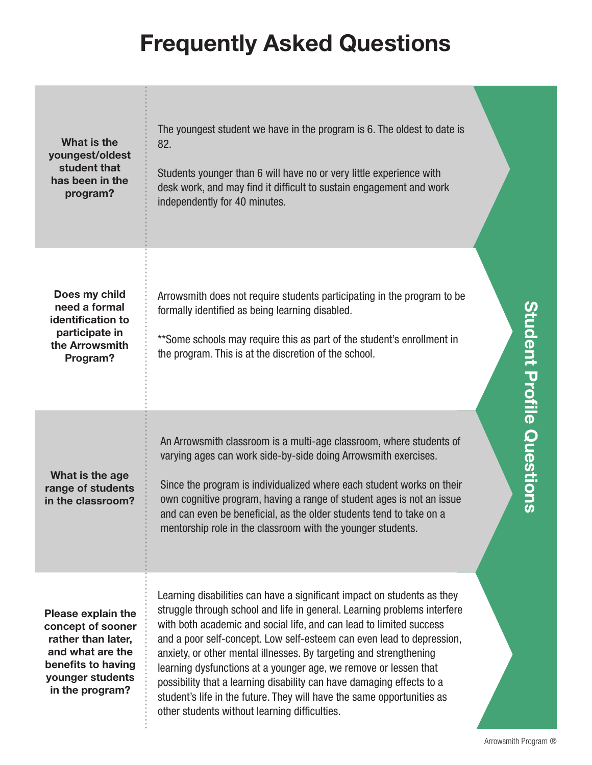# Frequently Asked Questions

## Student Profile Questions

**What is the youngest/oldest student that has been in the program?**

The youngest student we have in the program is 6. The oldest to date is 82.

Students younger than 6 will have no or very little experience with desk work, and may find it difficult to sustain engagement and work independently for 40 minutes.

**Does my child need a formal identification to participate in the Arrowsmith Program?**

Arrowsmith does not require students participating in the program to be formally identified as being learning disabled.

**Some schools may require this as part of the student's enrollment in the program. This is at the discretion of the school.

**What is the age range of students in the classroom?**

An Arrowsmith classroom is a multi-age classroom, where students of varying ages can work side-by-side doing Arrowsmith exercises.

Since the program is individualized where each student works on their own cognitive program, having a range of student ages is not an issue and can even be beneficial, as the older students tend to take on a mentorship role in the classroom with the younger students.

**Please explain the concept of sooner rather than later, and what are the benefits to having younger students in the program?**

Learning disabilities can have a significant impact on students as they struggle through school and life in general. Learning problems interfere with both academic and social life, and can lead to limited success and a poor self-concept. Low self-esteem can even lead to depression, anxiety, or other mental illnesses. By targeting and strengthening learning dysfunctions at a younger age, we remove or lessen that possibility that a learning disability can have damaging effects to a student's life in the future. They will have the same opportunities as other students without learning difficulties.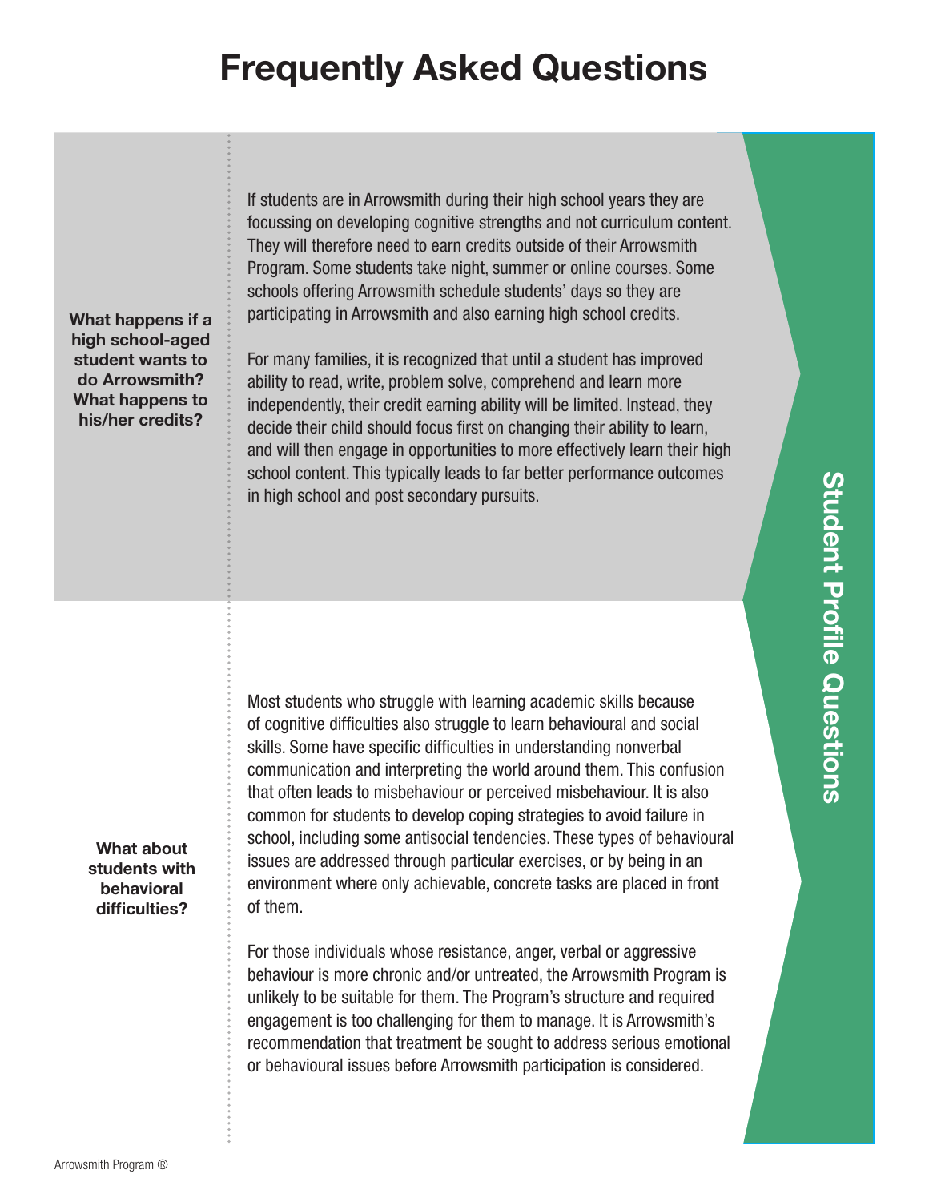# Frequently Asked Questions

## Student Profile Questions

**What happens if a high school-aged student wants to do Arrowsmith? What happens to his/her credits?**

If students are in Arrowsmith during their high school years they are focussing on developing cognitive strengths and not curriculum content. They will therefore need to earn credits outside of their Arrowsmith Program. Some students take night, summer or online courses. Some schools offering Arrowsmith schedule students' days so they are participating in Arrowsmith and also earning high school credits.

For many families, it is recognized that until a student has improved ability to read, write, problem solve, comprehend and learn more independently, their credit earning ability will be limited. Instead, they decide their child should focus first on changing their ability to learn, and will then engage in opportunities to more effectively learn their high school content. This typically leads to far better performance outcomes in high school and post secondary pursuits.

**What about students with behavioral difficulties?**

Most students who struggle with learning academic skills because of cognitive difficulties also struggle to learn behavioural and social skills. Some have specific difficulties in understanding nonverbal communication and interpreting the world around them. This confusion that often leads to misbehaviour or perceived misbehaviour. It is also common for students to develop coping strategies to avoid failure in school, including some antisocial tendencies. These types of behavioural issues are addressed through particular exercises, or by being in an environment where only achievable, concrete tasks are placed in front of them.

For those individuals whose resistance, anger, verbal or aggressive behaviour is more chronic and/or untreated, the Arrowsmith Program is unlikely to be suitable for them. The Program's structure and required engagement is too challenging for them to manage. It is Arrowsmith's recommendation that treatment be sought to address serious emotional or behavioural issues before Arrowsmith participation is considered.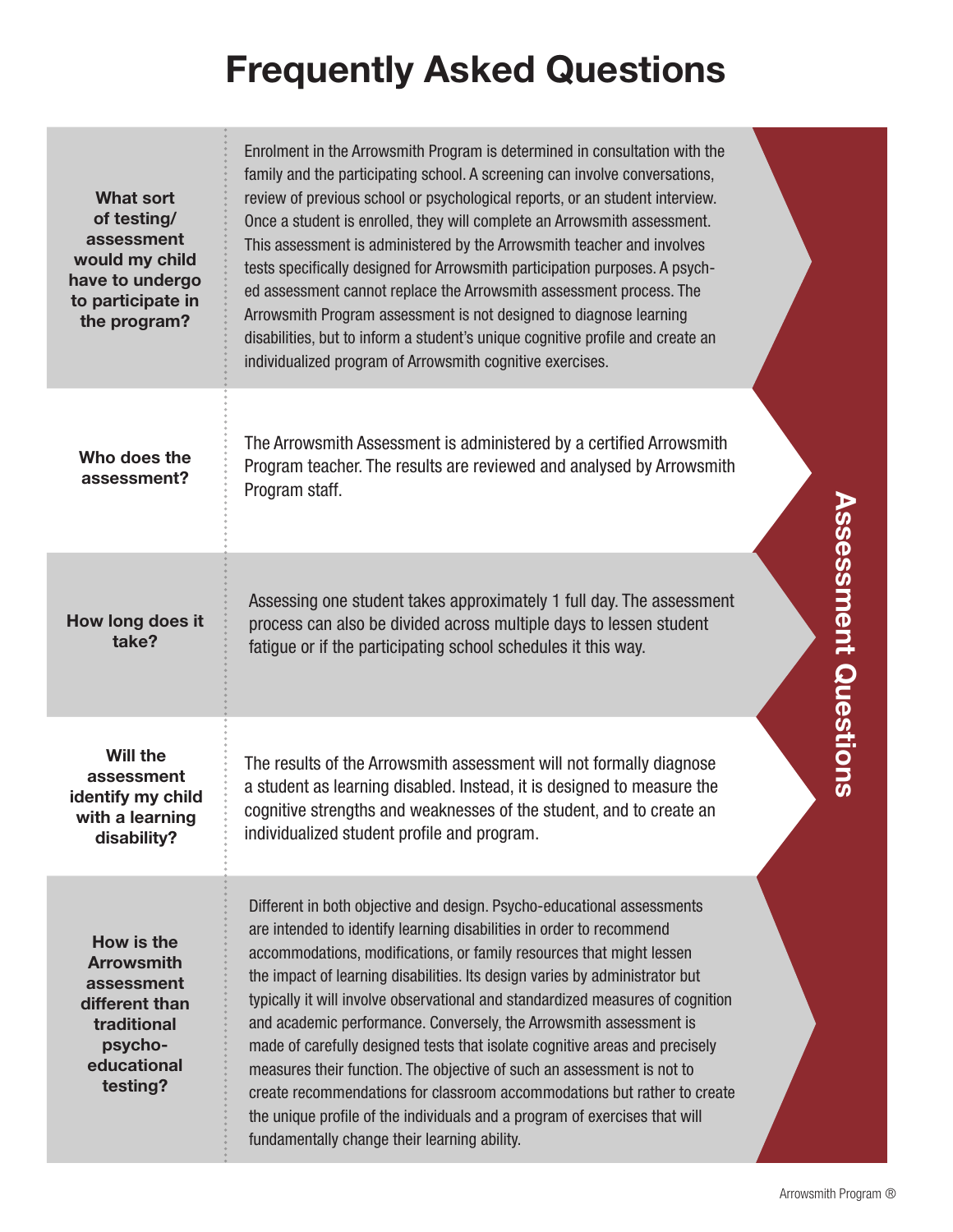# Frequently Asked Questions

## Assessment Questions

**What sort of testing/assessment would my child have to undergo to participate in the program?**

Enrolment in the Arrowsmith Program is determined in consultation with the family and the participating school. A screening can involve conversations, review of previous school or psychological reports, or an student interview. Once a student is enrolled, they will complete an Arrowsmith assessment. This assessment is administered by the Arrowsmith teacher and involves tests specifically designed for Arrowsmith participation purposes. A psych-ed assessment cannot replace the Arrowsmith assessment process. The Arrowsmith Program assessment is not designed to diagnose learning disabilities, but to inform a student's unique cognitive profile and create an individualized program of Arrowsmith cognitive exercises.

**Who does the assessment?**

The Arrowsmith Assessment is administered by a certified Arrowsmith Program teacher. The results are reviewed and analysed by Arrowsmith Program staff.

**How long does it take?**

Assessing one student takes approximately 1 full day. The assessment process can also be divided across multiple days to lessen student fatigue or if the participating school schedules it this way.

**Will the assessment identify my child with a learning disability?**

The results of the Arrowsmith assessment will not formally diagnose a student as learning disabled. Instead, it is designed to measure the cognitive strengths and weaknesses of the student, and to create an individualized student profile and program.

**How is the Arrowsmith assessment different than traditional psycho-educational testing?**

Different in both objective and design. Psycho-educational assessments are intended to identify learning disabilities in order to recommend accommodations, modifications, or family resources that might lessen the impact of learning disabilities. Its design varies by administrator but typically it will involve observational and standardized measures of cognition and academic performance. Conversely, the Arrowsmith assessment is made of carefully designed tests that isolate cognitive areas and precisely measures their function. The objective of such an assessment is not to create recommendations for classroom accommodations but rather to create the unique profile of the individuals and a program of exercises that will fundamentally change their learning ability.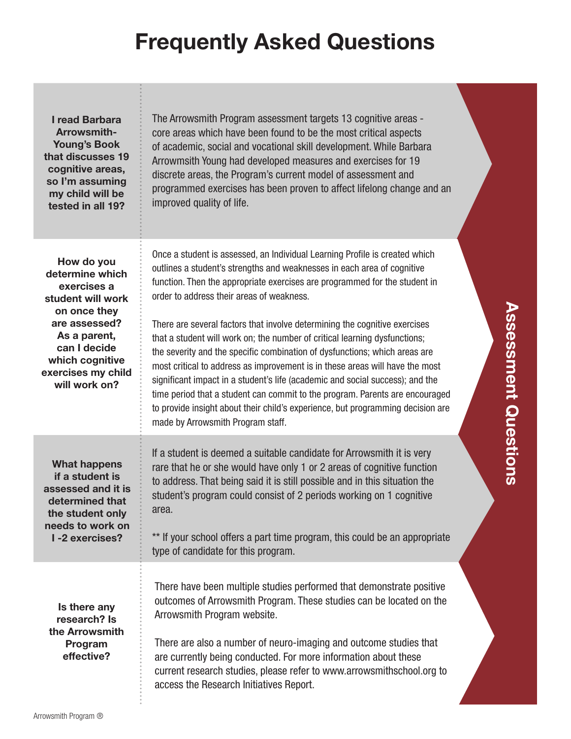# Frequently Asked Questions

## Assessment Questions

**I read Barbara Arrowsmith-Young's Book that discusses 19 cognitive areas, so I'm assuming my child will be tested in all 19?**

The Arrowsmith Program assessment targets 13 cognitive areas - core areas which have been found to be the most critical aspects of academic, social and vocational skill development. While Barbara Arrowmsith Young had developed measures and exercises for 19 discrete areas, the Program's current model of assessment and programmed exercises has been proven to affect lifelong change and an improved quality of life.

**How do you determine which exercises a student will work on once they are assessed? As a parent, can I decide which cognitive exercises my child will work on?**

Once a student is assessed, an Individual Learning Profile is created which outlines a student's strengths and weaknesses in each area of cognitive function. Then the appropriate exercises are programmed for the student in order to address their areas of weakness.

There are several factors that involve determining the cognitive exercises that a student will work on; the number of critical learning dysfunctions; the severity and the specific combination of dysfunctions; which areas are most critical to address as improvement is in these areas will have the most significant impact in a student's life (academic and social success); and the time period that a student can commit to the program. Parents are encouraged to provide insight about their child's experience, but programming decision are made by Arrowsmith Program staff.

**What happens if a student is assessed and it is determined that the student only needs to work on I -2 exercises?**

If a student is deemed a suitable candidate for Arrowsmith it is very rare that he or she would have only 1 or 2 areas of cognitive function to address. That being said it is still possible and in this situation the student's program could consist of 2 periods working on 1 cognitive area.

** If your school offers a part time program, this could be an appropriate type of candidate for this program.

**Is there any research? Is the Arrowsmith Program effective?**

There have been multiple studies performed that demonstrate positive outcomes of Arrowsmith Program. These studies can be located on the Arrowsmith Program website.

There are also a number of neuro-imaging and outcome studies that are currently being conducted. For more information about these current research studies, please refer to www.arrowsmithschool.org to access the Research Initiatives Report.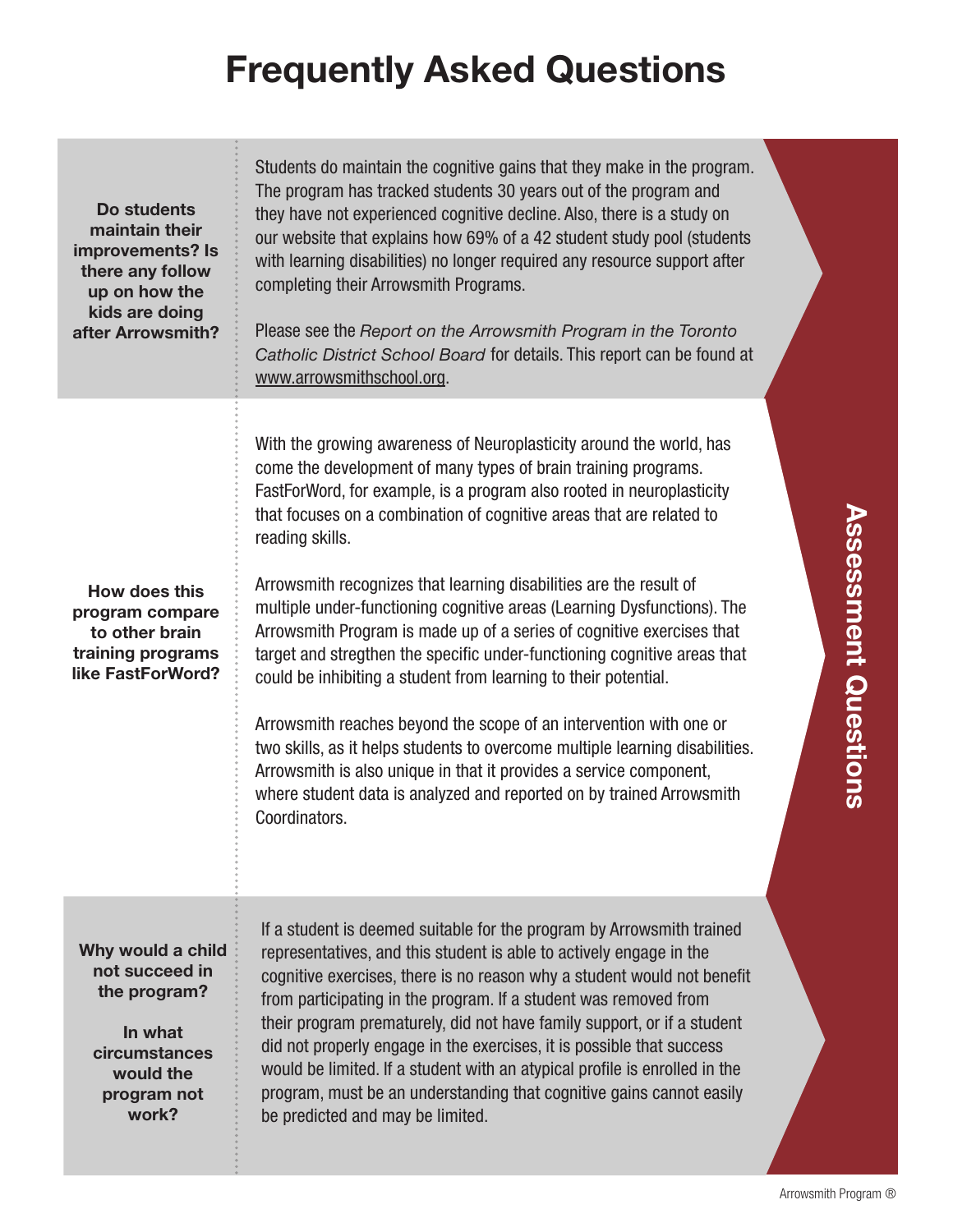# Frequently Asked Questions

## Assessment Questions

**Do students maintain their improvements? Is there any follow up on how the kids are doing after Arrowsmith?**

Students do maintain the cognitive gains that they make in the program. The program has tracked students 30 years out of the program and they have not experienced cognitive decline. Also, there is a study on our website that explains how 69% of a 42 student study pool (students with learning disabilities) no longer required any resource support after completing their Arrowsmith Programs.

Please see the *Report on the Arrowsmith Program in the Toronto Catholic District School Board* for details. This report can be found at www.arrowsmithschool.org.

**How does this program compare to other brain training programs like FastForWord?**

With the growing awareness of Neuroplasticity around the world, has come the development of many types of brain training programs. FastForWord, for example, is a program also rooted in neuroplasticity that focuses on a combination of cognitive areas that are related to reading skills.

Arrowsmith recognizes that learning disabilities are the result of multiple under-functioning cognitive areas (Learning Dysfunctions). The Arrowsmith Program is made up of a series of cognitive exercises that target and stregthen the specific under-functioning cognitive areas that could be inhibiting a student from learning to their potential.

Arrowsmith reaches beyond the scope of an intervention with one or two skills, as it helps students to overcome multiple learning disabilities. Arrowsmith is also unique in that it provides a service component, where student data is analyzed and reported on by trained Arrowsmith Coordinators.

**Why would a child not succeed in the program?**

**In what circumstances would the program not work?**

If a student is deemed suitable for the program by Arrowsmith trained representatives, and this student is able to actively engage in the cognitive exercises, there is no reason why a student would not benefit from participating in the program. If a student was removed from their program prematurely, did not have family support, or if a student did not properly engage in the exercises, it is possible that success would be limited. If a student with an atypical profile is enrolled in the program, must be an understanding that cognitive gains cannot easily be predicted and may be limited.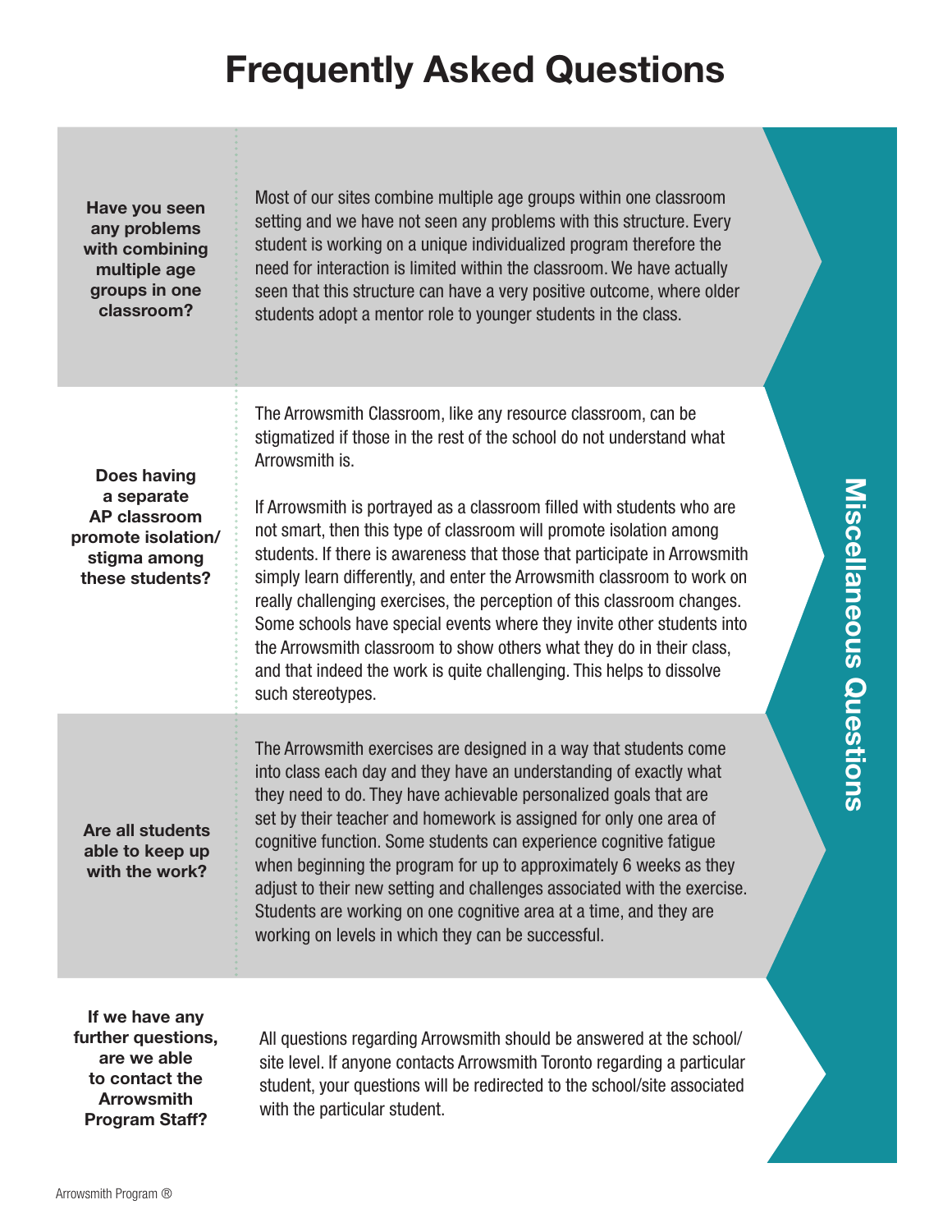# Frequently Asked Questions

## Miscellaneous Questions

**Have you seen any problems with combining multiple age groups in one classroom?**

Most of our sites combine multiple age groups within one classroom setting and we have not seen any problems with this structure. Every student is working on a unique individualized program therefore the need for interaction is limited within the classroom. We have actually seen that this structure can have a very positive outcome, where older students adopt a mentor role to younger students in the class.

**Does having a separate AP classroom promote isolation/ stigma among these students?**

The Arrowsmith Classroom, like any resource classroom, can be stigmatized if those in the rest of the school do not understand what Arrowsmith is.

If Arrowsmith is portrayed as a classroom filled with students who are not smart, then this type of classroom will promote isolation among students. If there is awareness that those that participate in Arrowsmith simply learn differently, and enter the Arrowsmith classroom to work on really challenging exercises, the perception of this classroom changes. Some schools have special events where they invite other students into the Arrowsmith classroom to show others what they do in their class, and that indeed the work is quite challenging. This helps to dissolve such stereotypes.

**Are all students able to keep up with the work?**

The Arrowsmith exercises are designed in a way that students come into class each day and they have an understanding of exactly what they need to do. They have achievable personalized goals that are set by their teacher and homework is assigned for only one area of cognitive function. Some students can experience cognitive fatigue when beginning the program for up to approximately 6 weeks as they adjust to their new setting and challenges associated with the exercise. Students are working on one cognitive area at a time, and they are working on levels in which they can be successful.

**If we have any further questions, are we able to contact the Arrowsmith Program Staff?**

All questions regarding Arrowsmith should be answered at the school/ site level. If anyone contacts Arrowsmith Toronto regarding a particular student, your questions will be redirected to the school/site associated with the particular student.